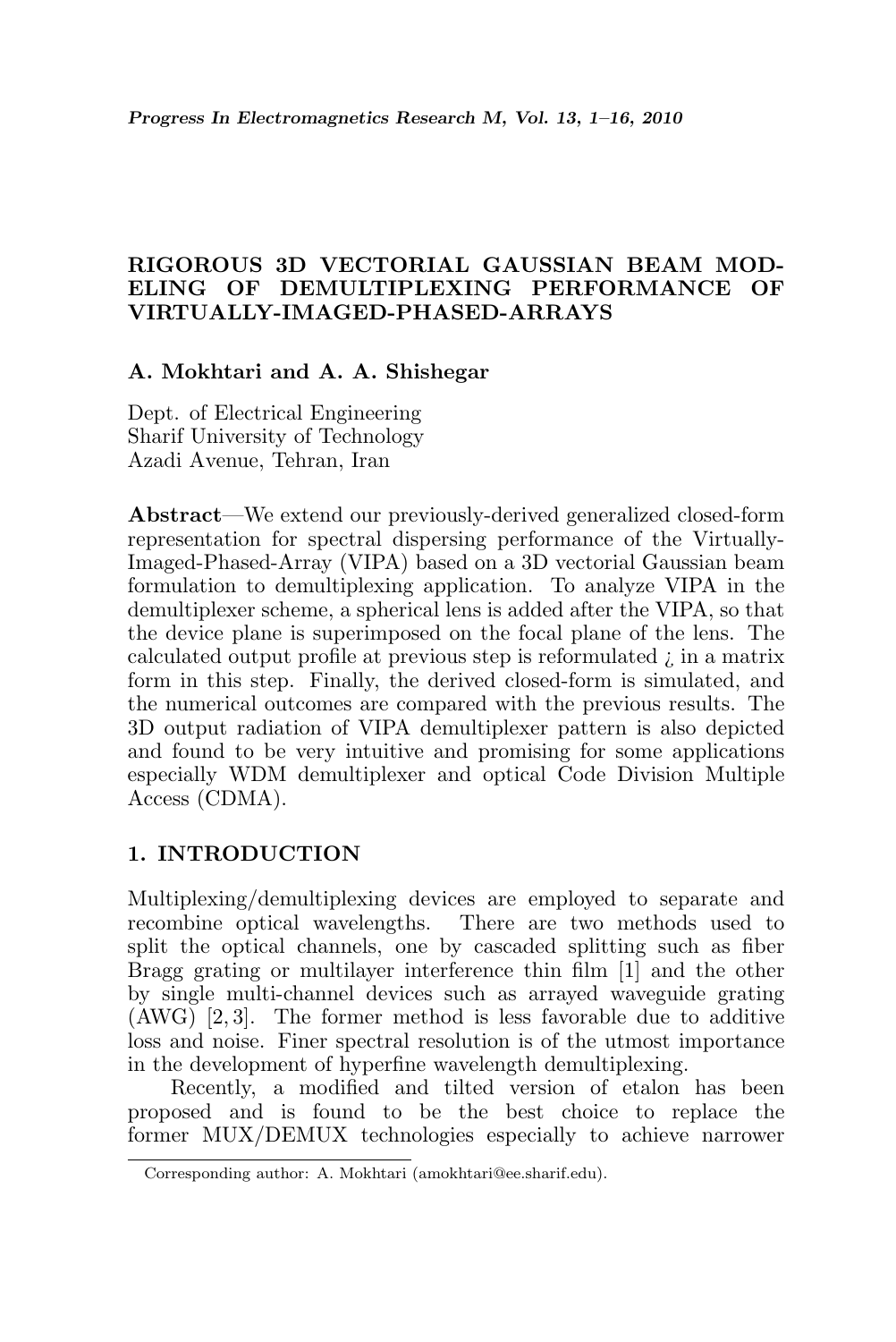# RIGOROUS 3D VECTORIAL GAUSSIAN BEAM MODELING OF DEMULTIPLEXING PERFORMANCE OF VIRTUALLY-IMAGED-PHASED-ARRAYS

**A. Mokhtari and A. A. Shishegar**

Dept. of Electrical Engineering
Sharif University of Technology
Azadi Avenue, Tehran, Iran

**Abstract**—We extend our previously-derived generalized closed-form representation for spectral dispersing performance of the Virtually-Imaged-Phased-Array (VIPA) based on a 3D vectorial Gaussian beam formulation to demultiplexing application. To analyze VIPA in the demultiplexer scheme, a spherical lens is added after the VIPA, so that the device plane is superimposed on the focal plane of the lens. The calculated output profile at previous step is reformulated ¿ in a matrix form in this step. Finally, the derived closed-form is simulated, and the numerical outcomes are compared with the previous results. The 3D output radiation of VIPA demultiplexer pattern is also depicted and found to be very intuitive and promising for some applications especially WDM demultiplexer and optical Code Division Multiple Access (CDMA).

## 1. INTRODUCTION

Multiplexing/demultiplexing devices are employed to separate and recombine optical wavelengths. There are two methods used to split the optical channels, one by cascaded splitting such as fiber Bragg grating or multilayer interference thin film [1] and the other by single multi-channel devices such as arrayed waveguide grating (AWG) [2, 3]. The former method is less favorable due to additive loss and noise. Finer spectral resolution is of the utmost importance in the development of hyperfine wavelength demultiplexing.

Recently, a modified and tilted version of etalon has been proposed and is found to be the best choice to replace the former MUX/DEMUX technologies especially to achieve narrower

Corresponding author: A. Mokhtari (amokhtari@ee.sharif.edu).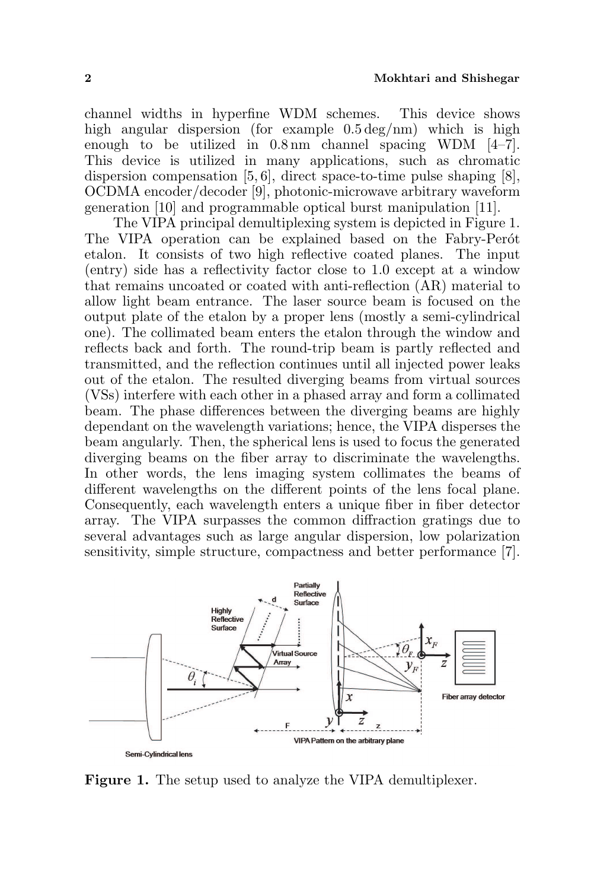channel widths in hyperfine WDM schemes. This device shows high angular dispersion (for example 0.5 deg/nm) which is high enough to be utilized in 0.8 nm channel spacing WDM [4–7]. This device is utilized in many applications, such as chromatic dispersion compensation [5, 6], direct space-to-time pulse shaping [8], OCDMA encoder/decoder [9], photonic-microwave arbitrary waveform generation [10] and programmable optical burst manipulation [11].

The VIPA principal demultiplexing system is depicted in Figure 1. The VIPA operation can be explained based on the Fabry-Perót etalon. It consists of two high reflective coated planes. The input (entry) side has a reflectivity factor close to 1.0 except at a window that remains uncoated or coated with anti-reflection (AR) material to allow light beam entrance. The laser source beam is focused on the output plate of the etalon by a proper lens (mostly a semi-cylindrical one). The collimated beam enters the etalon through the window and reflects back and forth. The round-trip beam is partly reflected and transmitted, and the reflection continues until all injected power leaks out of the etalon. The resulted diverging beams from virtual sources (VSs) interfere with each other in a phased array and form a collimated beam. The phase differences between the diverging beams are highly dependant on the wavelength variations; hence, the VIPA disperses the beam angularly. Then, the spherical lens is used to focus the generated diverging beams on the fiber array to discriminate the wavelengths. In other words, the lens imaging system collimates the beams of different wavelengths on the different points of the lens focal plane. Consequently, each wavelength enters a unique fiber in fiber detector array. The VIPA surpasses the common diffraction gratings due to several advantages such as large angular dispersion, low polarization sensitivity, simple structure, compactness and better performance [7].

**Figure 1.** The setup used to analyze the VIPA demultiplexer.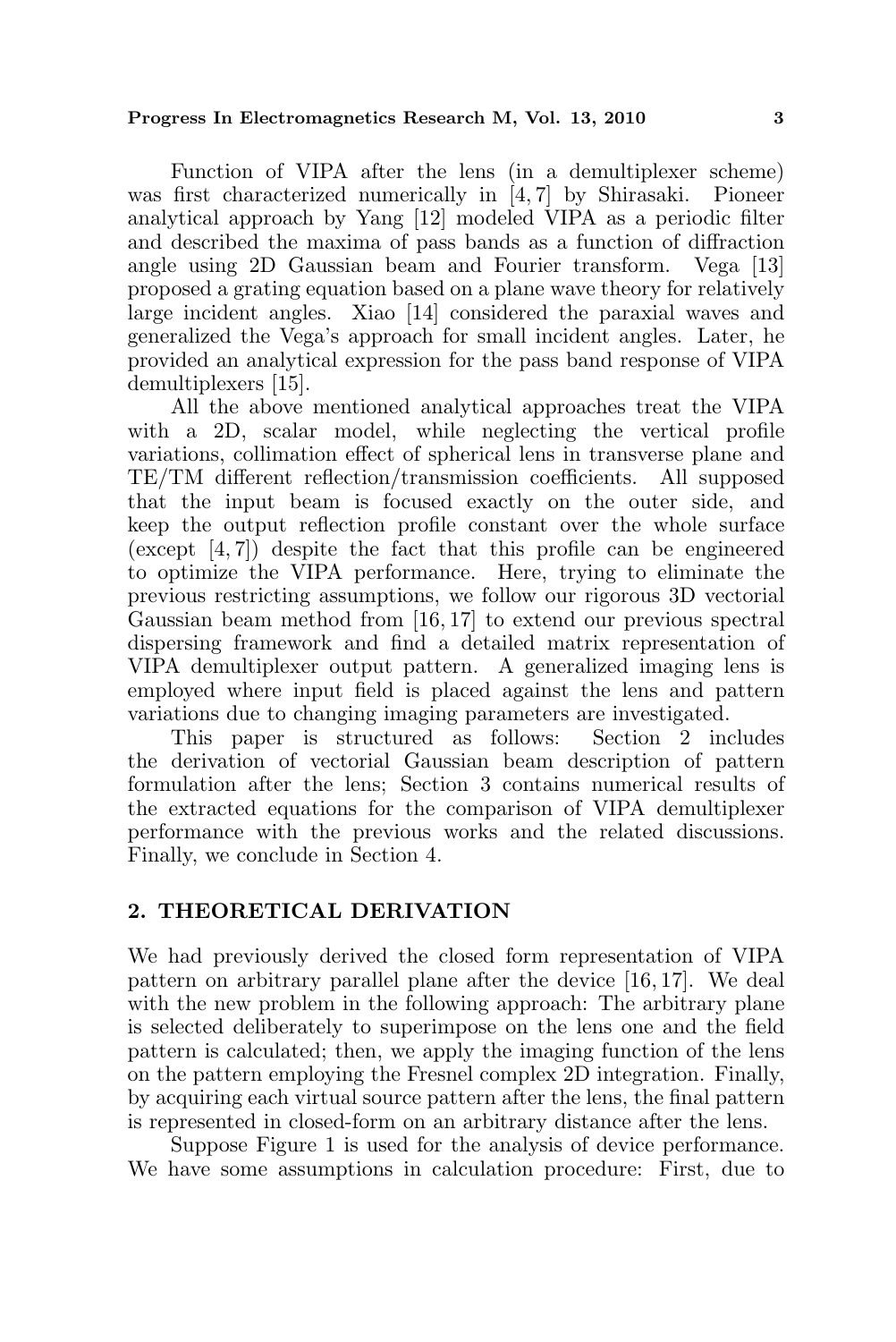Function of VIPA after the lens (in a demultiplexer scheme) was first characterized numerically in [4, 7] by Shirasaki. Pioneer analytical approach by Yang [12] modeled VIPA as a periodic filter and described the maxima of pass bands as a function of diffraction angle using 2D Gaussian beam and Fourier transform. Vega [13] proposed a grating equation based on a plane wave theory for relatively large incident angles. Xiao [14] considered the paraxial waves and generalized the Vega's approach for small incident angles. Later, he provided an analytical expression for the pass band response of VIPA demultiplexers [15].

All the above mentioned analytical approaches treat the VIPA with a 2D, scalar model, while neglecting the vertical profile variations, collimation effect of spherical lens in transverse plane and TE/TM different reflection/transmission coefficients. All supposed that the input beam is focused exactly on the outer side, and keep the output reflection profile constant over the whole surface (except [4, 7]) despite the fact that this profile can be engineered to optimize the VIPA performance. Here, trying to eliminate the previous restricting assumptions, we follow our rigorous 3D vectorial Gaussian beam method from [16, 17] to extend our previous spectral dispersing framework and find a detailed matrix representation of VIPA demultiplexer output pattern. A generalized imaging lens is employed where input field is placed against the lens and pattern variations due to changing imaging parameters are investigated.

This paper is structured as follows: Section 2 includes the derivation of vectorial Gaussian beam description of pattern formulation after the lens; Section 3 contains numerical results of the extracted equations for the comparison of VIPA demultiplexer performance with the previous works and the related discussions. Finally, we conclude in Section 4.

## 2. THEORETICAL DERIVATION

We had previously derived the closed form representation of VIPA pattern on arbitrary parallel plane after the device [16, 17]. We deal with the new problem in the following approach: The arbitrary plane is selected deliberately to superimpose on the lens one and the field pattern is calculated; then, we apply the imaging function of the lens on the pattern employing the Fresnel complex 2D integration. Finally, by acquiring each virtual source pattern after the lens, the final pattern is represented in closed-form on an arbitrary distance after the lens.

Suppose Figure 1 is used for the analysis of device performance. We have some assumptions in calculation procedure: First, due to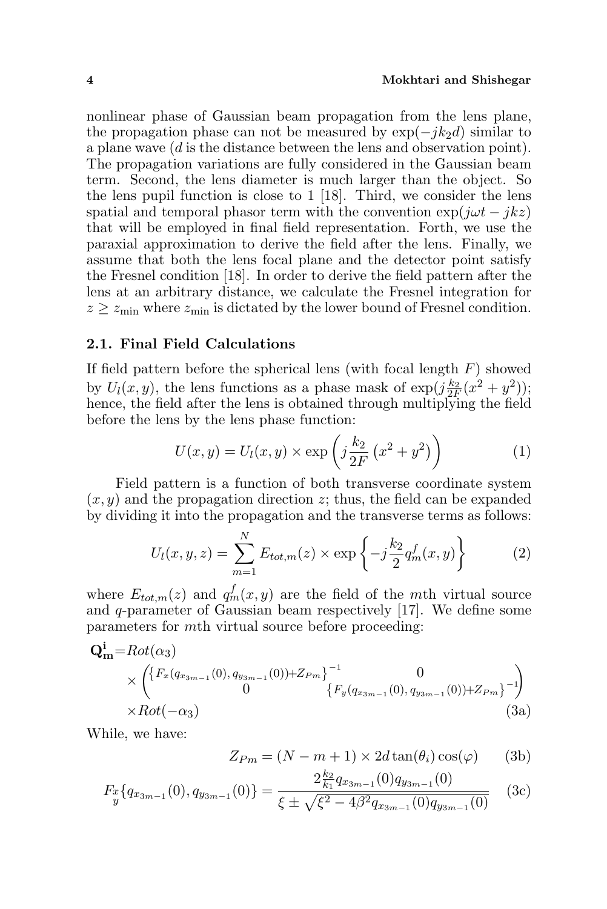nonlinear phase of Gaussian beam propagation from the lens plane, the propagation phase can not be measured by $\exp(-jk_2d)$ similar to a plane wave ($d$ is the distance between the lens and observation point). The propagation variations are fully considered in the Gaussian beam term. Second, the lens diameter is much larger than the object. So the lens pupil function is close to 1 [18]. Third, we consider the lens spatial and temporal phasor term with the convention $\exp(j\omega t - jkz)$ that will be employed in final field representation. Forth, we use the paraxial approximation to derive the field after the lens. Finally, we assume that both the lens focal plane and the detector point satisfy the Fresnel condition [18]. In order to derive the field pattern after the lens at an arbitrary distance, we calculate the Fresnel integration for $z \geq z_{\min}$ where $z_{\min}$ is dictated by the lower bound of Fresnel condition.

### 2.1. Final Field Calculations

If field pattern before the spherical lens (with focal length $F$) showed by $U_l(x, y)$, the lens functions as a phase mask of $\exp(j\frac{k_2}{2F}(x^2+y^2))$; hence, the field after the lens is obtained through multiplying the field before the lens by the lens phase function:

$$U(x,y) = U_l(x,y) \times \exp\left(j\frac{k_2}{2F}\left(x^2+y^2\right)\right) \tag{1}$$

Field pattern is a function of both transverse coordinate system $(x, y)$ and the propagation direction $z$; thus, the field can be expanded by dividing it into the propagation and the transverse terms as follows:

$$U_l(x,y,z) = \sum_{m=1}^{N} E_{tot,m}(z) \times \exp\left\{-j\frac{k_2}{2}q_m^f(x,y)\right\} \tag{2}$$

where $E_{tot,m}(z)$ and $q_m^f(x, y)$ are the field of the $m$th virtual source and $q$-parameter of Gaussian beam respectively [17]. We define some parameters for $m$th virtual source before proceeding:

$$\begin{aligned}\mathbf{Q_m^i} =& Rot(\alpha_3) \\ &\times \begin{pmatrix} \left\{F_x(q_{x_{3m-1}}(0), q_{y_{3m-1}}(0)) + Z_{Pm}\right\}^{-1} & 0 \\ 0 & \left\{F_y(q_{x_{3m-1}}(0), q_{y_{3m-1}}(0)) + Z_{Pm}\right\}^{-1} \end{pmatrix} \\ &\times Rot(-\alpha_3)\end{aligned} \tag{3a}$$

While, we have:

$$Z_{Pm} = (N - m + 1) \times 2d\tan(\theta_i)\cos(\varphi) \tag{3b}$$

$$F_{\substack{x\\y}}\{q_{x_{3m-1}}(0), q_{y_{3m-1}}(0)\} = \frac{2\frac{k_2}{k_1}q_{x_{3m-1}}(0)q_{y_{3m-1}}(0)}{\xi \pm \sqrt{\xi^2 - 4\beta^2 q_{x_{3m-1}}(0)q_{y_{3m-1}}(0)}} \tag{3c}$$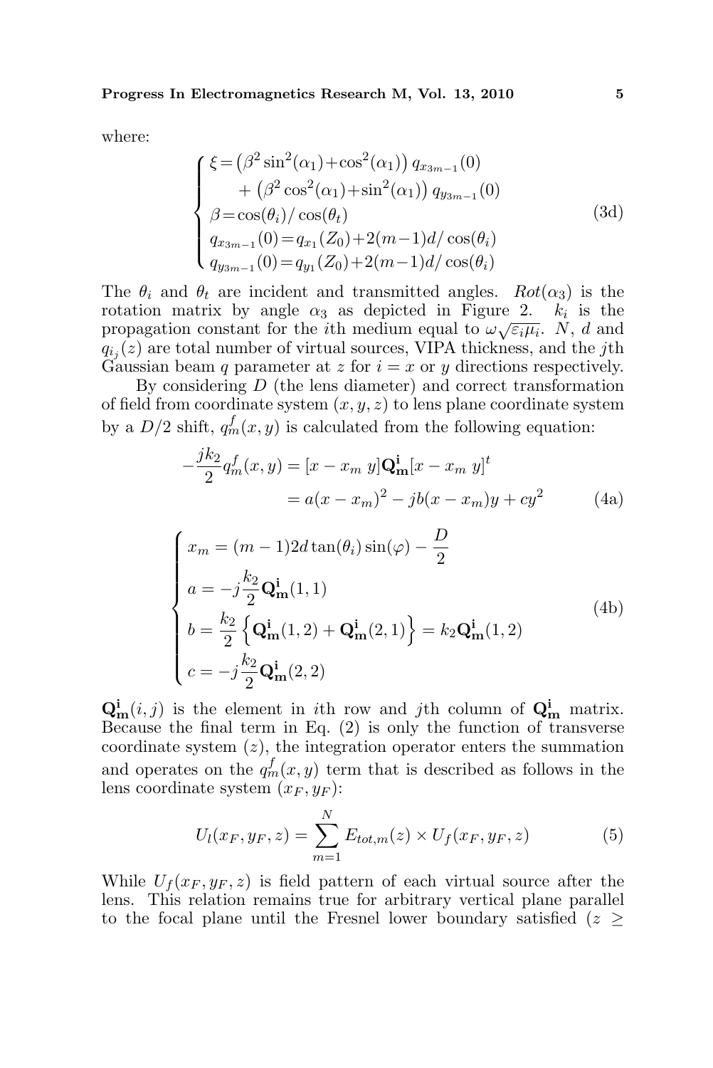where:

$$
\begin{cases}
\xi = \left(\beta^2 \sin^2(\alpha_1) + \cos^2(\alpha_1)\right) q_{x_{3m-1}}(0) \\
\quad + \left(\beta^2 \cos^2(\alpha_1) + \sin^2(\alpha_1)\right) q_{y_{3m-1}}(0) \\
\beta = \cos(\theta_i)/\cos(\theta_t) \\
q_{x_{3m-1}}(0) = q_{x_1}(Z_0) + 2(m-1)d/\cos(\theta_i) \\
q_{y_{3m-1}}(0) = q_{y_1}(Z_0) + 2(m-1)d/\cos(\theta_i)
\end{cases}
\tag{3d}
$$

The $\theta_i$ and $\theta_t$ are incident and transmitted angles. $Rot(\alpha_3)$ is the rotation matrix by angle $\alpha_3$ as depicted in Figure 2. $k_i$ is the propagation constant for the $i$th medium equal to $\omega\sqrt{\varepsilon_i \mu_i}$. $N$, $d$ and $q_{i_j}(z)$ are total number of virtual sources, VIPA thickness, and the $j$th Gaussian beam $q$ parameter at $z$ for $i = x$ or $y$ directions respectively.

By considering $D$ (the lens diameter) and correct transformation of field from coordinate system $(x, y, z)$ to lens plane coordinate system by a $D/2$ shift, $q_m^f(x, y)$ is calculated from the following equation:

$$
\begin{aligned}
-\frac{jk_2}{2} q_m^f(x, y) &= [x - x_m \ y]\mathbf{Q_m^i}[x - x_m \ y]^t \\
&= a(x - x_m)^2 - jb(x - x_m)y + cy^2
\end{aligned}
\tag{4a}
$$

$$
\begin{cases}
x_m = (m-1)2d\tan(\theta_i)\sin(\varphi) - \dfrac{D}{2} \\
a = -j\dfrac{k_2}{2}\mathbf{Q_m^i}(1, 1) \\
b = \dfrac{k_2}{2}\left\{\mathbf{Q_m^i}(1, 2) + \mathbf{Q_m^i}(2, 1)\right\} = k_2\mathbf{Q_m^i}(1, 2) \\
c = -j\dfrac{k_2}{2}\mathbf{Q_m^i}(2, 2)
\end{cases}
\tag{4b}
$$

$\mathbf{Q_m^i}(i, j)$ is the element in $i$th row and $j$th column of $\mathbf{Q_m^i}$ matrix. Because the final term in Eq. (2) is only the function of transverse coordinate system $(z)$, the integration operator enters the summation and operates on the $q_m^f(x, y)$ term that is described as follows in the lens coordinate system $(x_F, y_F)$:

$$
U_l(x_F, y_F, z) = \sum_{m=1}^{N} E_{tot,m}(z) \times U_f(x_F, y_F, z) \tag{5}
$$

While $U_f(x_F, y_F, z)$ is field pattern of each virtual source after the lens. This relation remains true for arbitrary vertical plane parallel to the focal plane until the Fresnel lower boundary satisfied ($z \geq$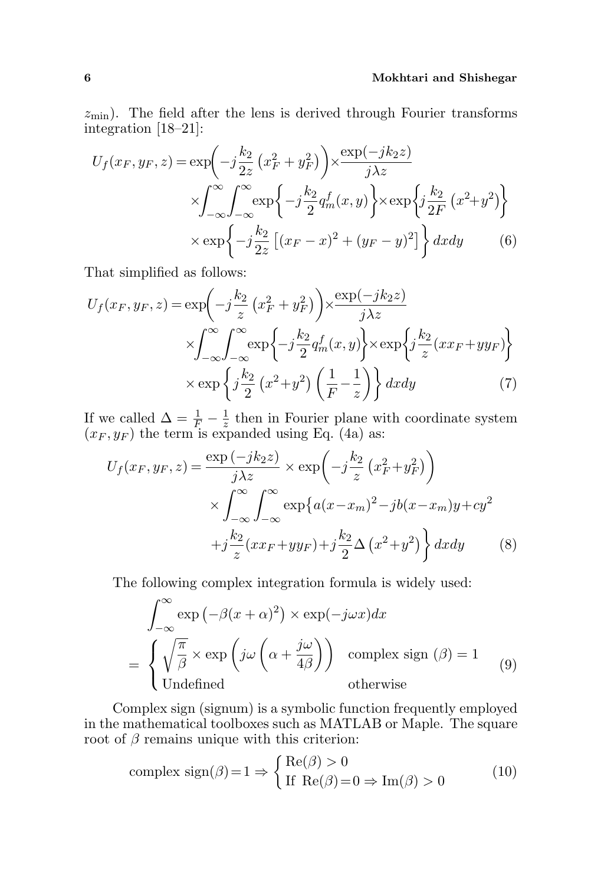$z_{\min}$). The field after the lens is derived through Fourier transforms integration [18–21]:

$$U_f(x_F, y_F, z) = \exp\left(-j\frac{k_2}{2z}\left(x_F^2 + y_F^2\right)\right)\times\frac{\exp(-jk_2 z)}{j\lambda z}$$
$$\times\int_{-\infty}^{\infty}\int_{-\infty}^{\infty}\exp\left\{-j\frac{k_2}{2}q_m^f(x,y)\right\}\times\exp\left\{j\frac{k_2}{2F}\left(x^2+y^2\right)\right\}$$
$$\times\exp\left\{-j\frac{k_2}{2z}\left[(x_F-x)^2+(y_F-y)^2\right]\right\}dxdy \tag{6}$$

That simplified as follows:

$$U_f(x_F, y_F, z) = \exp\left(-j\frac{k_2}{z}\left(x_F^2 + y_F^2\right)\right)\times\frac{\exp(-jk_2 z)}{j\lambda z}$$
$$\times\int_{-\infty}^{\infty}\int_{-\infty}^{\infty}\exp\left\{-j\frac{k_2}{2}q_m^f(x,y)\right\}\times\exp\left\{j\frac{k_2}{z}(xx_F+yy_F)\right\}$$
$$\times\exp\left\{j\frac{k_2}{2}\left(x^2+y^2\right)\left(\frac{1}{F}-\frac{1}{z}\right)\right\}dxdy \tag{7}$$

If we called $\Delta = \frac{1}{F} - \frac{1}{z}$ then in Fourier plane with coordinate system $(x_F, y_F)$ the term is expanded using Eq. (4a) as:

$$U_f(x_F, y_F, z) = \frac{\exp(-jk_2 z)}{j\lambda z}\times\exp\left(-j\frac{k_2}{z}\left(x_F^2+y_F^2\right)\right)$$
$$\times\int_{-\infty}^{\infty}\int_{-\infty}^{\infty}\exp\big\{a(x-x_m)^2-jb(x-x_m)y+cy^2$$
$$+j\frac{k_2}{z}(xx_F+yy_F)+j\frac{k_2}{2}\Delta\left(x^2+y^2\right)\Big\}dxdy \tag{8}$$

The following complex integration formula is widely used:

$$\int_{-\infty}^{\infty}\exp\left(-\beta(x+\alpha)^2\right)\times\exp(-j\omega x)dx$$
$$=\begin{cases}\sqrt{\dfrac{\pi}{\beta}}\times\exp\left(j\omega\left(\alpha+\dfrac{j\omega}{4\beta}\right)\right) & \text{complex sign }(\beta)=1\\ \text{Undefined} & \text{otherwise}\end{cases} \tag{9}$$

Complex sign (signum) is a symbolic function frequently employed in the mathematical toolboxes such as MATLAB or Maple. The square root of $\beta$ remains unique with this criterion:

$$\text{complex sign}(\beta)=1\Rightarrow\begin{cases}\text{Re}(\beta)>0\\ \text{If Re}(\beta)=0\Rightarrow\text{Im}(\beta)>0\end{cases} \tag{10}$$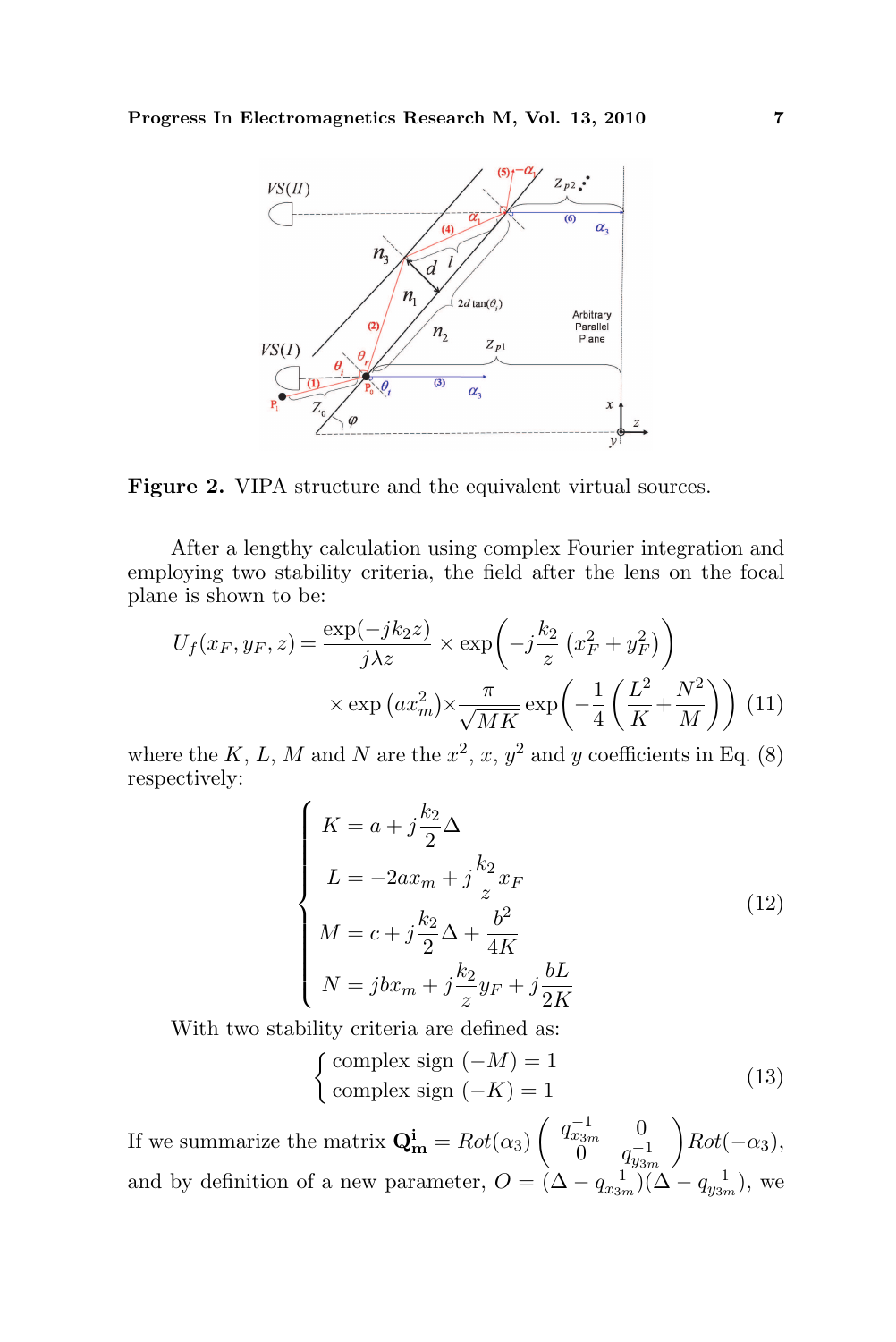**Figure 2.** VIPA structure and the equivalent virtual sources.

After a lengthy calculation using complex Fourier integration and employing two stability criteria, the field after the lens on the focal plane is shown to be:

$$U_f(x_F, y_F, z) = \frac{\exp(-jk_2 z)}{j\lambda z} \times \exp\left(-j\frac{k_2}{z}\left(x_F^2 + y_F^2\right)\right) \times \exp\left(ax_m^2\right) \times \frac{\pi}{\sqrt{MK}} \exp\left(-\frac{1}{4}\left(\frac{L^2}{K} + \frac{N^2}{M}\right)\right) \quad (11)$$

where the $K$, $L$, $M$ and $N$ are the $x^2$, $x$, $y^2$ and $y$ coefficients in Eq. (8) respectively:

$$\begin{cases} K = a + j\dfrac{k_2}{2}\Delta \\ L = -2ax_m + j\dfrac{k_2}{z}x_F \\ M = c + j\dfrac{k_2}{2}\Delta + \dfrac{b^2}{4K} \\ N = jbx_m + j\dfrac{k_2}{z}y_F + j\dfrac{bL}{2K} \end{cases} \quad (12)$$

With two stability criteria are defined as:

$$\begin{cases} \text{complex sign } (-M) = 1 \\ \text{complex sign } (-K) = 1 \end{cases} \quad (13)$$

If we summarize the matrix $\mathbf{Q_m^i} = Rot(\alpha_3)\begin{pmatrix} q_{x3m}^{-1} & 0 \\ 0 & q_{y3m}^{-1} \end{pmatrix} Rot(-\alpha_3)$, and by definition of a new parameter, $O = (\Delta - q_{x3m}^{-1})(\Delta - q_{y3m}^{-1})$, we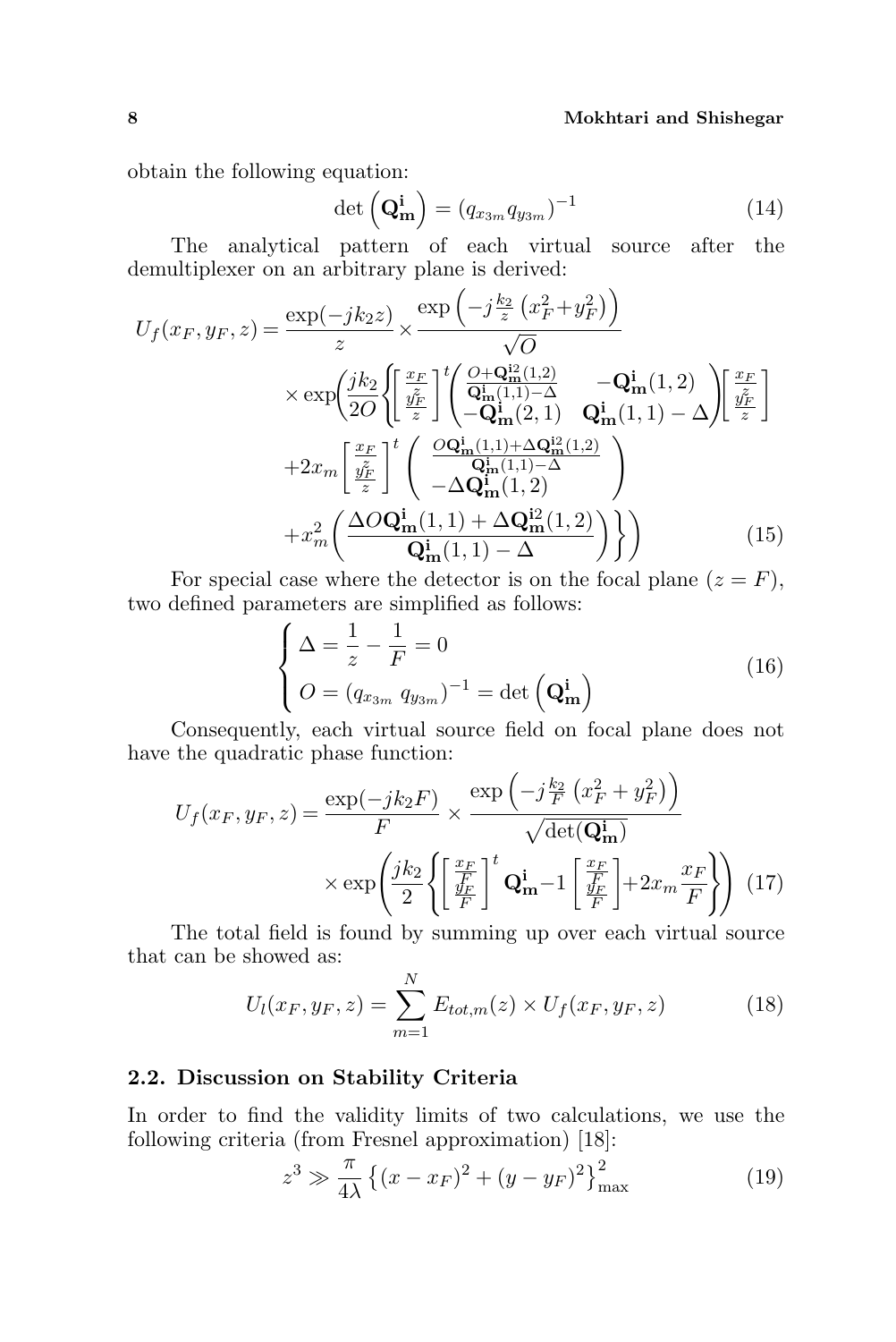obtain the following equation:

$$\det\left(\mathbf{Q_m^i}\right) = (q_{x_{3m}} q_{y_{3m}})^{-1} \tag{14}$$

The analytical pattern of each virtual source after the demultiplexer on an arbitrary plane is derived:

$$\begin{aligned}
U_f(x_F, y_F, z) = & \frac{\exp(-jk_2 z)}{z} \times \frac{\exp\left(-j\frac{k_2}{z}\left(x_F^2 + y_F^2\right)\right)}{\sqrt{O}} \\
& \times \exp\Bigg(\frac{jk_2}{2O}\Bigg\{\begin{bmatrix} \frac{x_F}{z} \\ \frac{y_F}{z} \end{bmatrix}^t \begin{pmatrix} \frac{O + \mathbf{Q_m^{i2}}(1,2)}{\mathbf{Q_m^i}(1,1) - \Delta} & -\mathbf{Q_m^i}(1,2) \\ -\mathbf{Q_m^i}(2,1) & \mathbf{Q_m^i}(1,1) - \Delta \end{pmatrix} \begin{bmatrix} \frac{x_F}{z} \\ \frac{y_F}{z} \end{bmatrix} \\
& + 2x_m \begin{bmatrix} \frac{x_F}{z} \\ \frac{y_F}{z} \end{bmatrix}^t \begin{pmatrix} \frac{O\mathbf{Q_m^i}(1,1) + \Delta\mathbf{Q_m^{i2}}(1,2)}{\mathbf{Q_m^i}(1,1) - \Delta} \\ -\Delta\mathbf{Q_m^i}(1,2) \end{pmatrix} \\
& + x_m^2 \left(\frac{\Delta O\mathbf{Q_m^i}(1,1) + \Delta\mathbf{Q_m^{i2}}(1,2)}{\mathbf{Q_m^i}(1,1) - \Delta}\right)\Bigg\}\Bigg)
\end{aligned} \tag{15}$$

For special case where the detector is on the focal plane ($z = F$), two defined parameters are simplified as follows:

$$\begin{cases} \Delta = \dfrac{1}{z} - \dfrac{1}{F} = 0 \\ O = (q_{x_{3m}}\, q_{y_{3m}})^{-1} = \det\left(\mathbf{Q_m^i}\right) \end{cases} \tag{16}$$

Consequently, each virtual source field on focal plane does not have the quadratic phase function:

$$\begin{aligned}
U_f(x_F, y_F, z) = & \frac{\exp(-jk_2 F)}{F} \times \frac{\exp\left(-j\frac{k_2}{F}\left(x_F^2 + y_F^2\right)\right)}{\sqrt{\det(\mathbf{Q_m^i})}} \\
& \times \exp\left(\frac{jk_2}{2}\left\{\begin{bmatrix} \frac{x_F}{F} \\ \frac{y_F}{F} \end{bmatrix}^t \mathbf{Q_m^i} {-1} \begin{bmatrix} \frac{x_F}{F} \\ \frac{y_F}{F} \end{bmatrix} + 2x_m \frac{x_F}{F}\right\}\right)
\end{aligned} \tag{17}$$

The total field is found by summing up over each virtual source that can be showed as:

$$U_l(x_F, y_F, z) = \sum_{m=1}^{N} E_{tot,m}(z) \times U_f(x_F, y_F, z) \tag{18}$$

### 2.2. Discussion on Stability Criteria

In order to find the validity limits of two calculations, we use the following criteria (from Fresnel approximation) [18]:

$$z^3 \gg \frac{\pi}{4\lambda}\left\{(x - x_F)^2 + (y - y_F)^2\right\}_{\max}^2 \tag{19}$$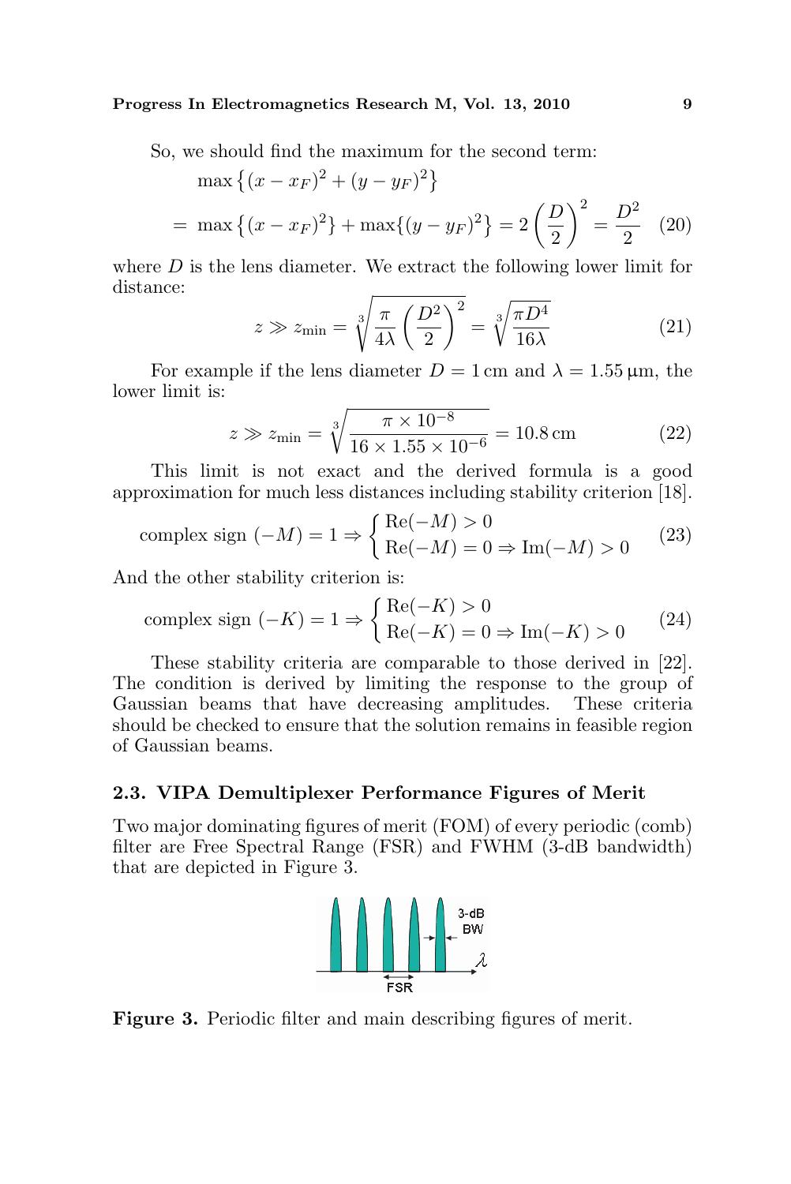So, we should find the maximum for the second term:

$$\max\left\{(x-x_F)^2+(y-y_F)^2\right\}$$
$$=\max\left\{(x-x_F)^2\right\}+\max\{(y-y_F)^2\}=2\left(\frac{D}{2}\right)^2=\frac{D^2}{2} \quad (20)$$

where $D$ is the lens diameter. We extract the following lower limit for distance:

$$z \gg z_{\min}=\sqrt[3]{\frac{\pi}{4\lambda}\left(\frac{D^2}{2}\right)^2}=\sqrt[3]{\frac{\pi D^4}{16\lambda}} \quad (21)$$

For example if the lens diameter $D = 1\,\text{cm}$ and $\lambda = 1.55\,\mu\text{m}$, the lower limit is:

$$z \gg z_{\min}=\sqrt[3]{\frac{\pi\times 10^{-8}}{16\times 1.55\times 10^{-6}}}=10.8\,\text{cm} \quad (22)$$

This limit is not exact and the derived formula is a good approximation for much less distances including stability criterion [18].

$$\text{complex sign }(-M)=1 \Rightarrow \begin{cases}\text{Re}(-M)>0\\ \text{Re}(-M)=0\Rightarrow \text{Im}(-M)>0\end{cases} \quad (23)$$

And the other stability criterion is:

$$\text{complex sign }(-K)=1 \Rightarrow \begin{cases}\text{Re}(-K)>0\\ \text{Re}(-K)=0\Rightarrow \text{Im}(-K)>0\end{cases} \quad (24)$$

These stability criteria are comparable to those derived in [22]. The condition is derived by limiting the response to the group of Gaussian beams that have decreasing amplitudes. These criteria should be checked to ensure that the solution remains in feasible region of Gaussian beams.

### 2.3. VIPA Demultiplexer Performance Figures of Merit

Two major dominating figures of merit (FOM) of every periodic (comb) filter are Free Spectral Range (FSR) and FWHM (3-dB bandwidth) that are depicted in Figure 3.

**Figure 3.** Periodic filter and main describing figures of merit.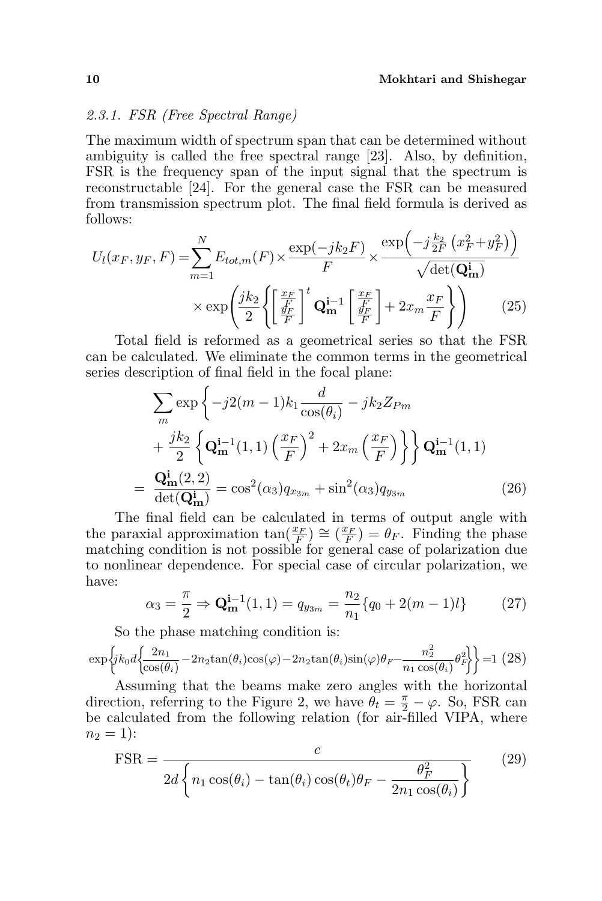### 2.3.1. FSR (Free Spectral Range)

The maximum width of spectrum span that can be determined without ambiguity is called the free spectral range [23]. Also, by definition, FSR is the frequency span of the input signal that the spectrum is reconstructable [24]. For the general case the FSR can be measured from transmission spectrum plot. The final field formula is derived as follows:

$$U_l(x_F, y_F, F) = \sum_{m=1}^{N} E_{tot,m}(F) \times \frac{\exp(-jk_2F)}{F} \times \frac{\exp\left(-j\frac{k_2}{2F}\left(x_F^2+y_F^2\right)\right)}{\sqrt{\det(\mathbf{Q_m^i})}} \times \exp\left(\frac{jk_2}{2}\left\{\begin{bmatrix} \frac{x_F}{F} \\ \frac{y_F}{F} \end{bmatrix}^t \mathbf{Q_m^{i-1}} \begin{bmatrix} \frac{x_F}{F} \\ \frac{y_F}{F} \end{bmatrix} + 2x_m\frac{x_F}{F}\right\}\right) \tag{25}$$

Total field is reformed as a geometrical series so that the FSR can be calculated. We eliminate the common terms in the geometrical series description of final field in the focal plane:

$$\sum_m \exp\left\{-j2(m-1)k_1\frac{d}{\cos(\theta_i)} - jk_2Z_{Pm} + \frac{jk_2}{2}\left\{\mathbf{Q_m^{i-1}}(1,1)\left(\frac{x_F}{F}\right)^2 + 2x_m\left(\frac{x_F}{F}\right)\right\}\right\} \mathbf{Q_m^{i-1}}(1,1) = \frac{\mathbf{Q_m^i}(2,2)}{\det(\mathbf{Q_m^i})} = \cos^2(\alpha_3)q_{x_{3m}} + \sin^2(\alpha_3)q_{y_{3m}} \tag{26}$$

The final field can be calculated in terms of output angle with the paraxial approximation $\tan(\frac{x_F}{F}) \cong (\frac{x_F}{F}) = \theta_F$. Finding the phase matching condition is not possible for general case of polarization due to nonlinear dependence. For special case of circular polarization, we have:

$$\alpha_3 = \frac{\pi}{2} \Rightarrow \mathbf{Q_m^{i-1}}(1,1) = q_{y_{3m}} = \frac{n_2}{n_1}\{q_0 + 2(m-1)l\} \tag{27}$$

So the phase matching condition is:

$$\exp\left\{jk_0d\left\{\frac{2n_1}{\cos(\theta_i)} - 2n_2\tan(\theta_i)\cos(\varphi) - 2n_2\tan(\theta_i)\sin(\varphi)\theta_F - \frac{n_2^2}{n_1\cos(\theta_i)}\theta_F^2\right\}\right\} = 1 \tag{28}$$

Assuming that the beams make zero angles with the horizontal direction, referring to the Figure 2, we have $\theta_t = \frac{\pi}{2} - \varphi$. So, FSR can be calculated from the following relation (for air-filled VIPA, where $n_2 = 1$):

$$\text{FSR} = \frac{c}{2d\left\{n_1\cos(\theta_i) - \tan(\theta_i)\cos(\theta_t)\theta_F - \frac{\theta_F^2}{2n_1\cos(\theta_i)}\right\}} \tag{29}$$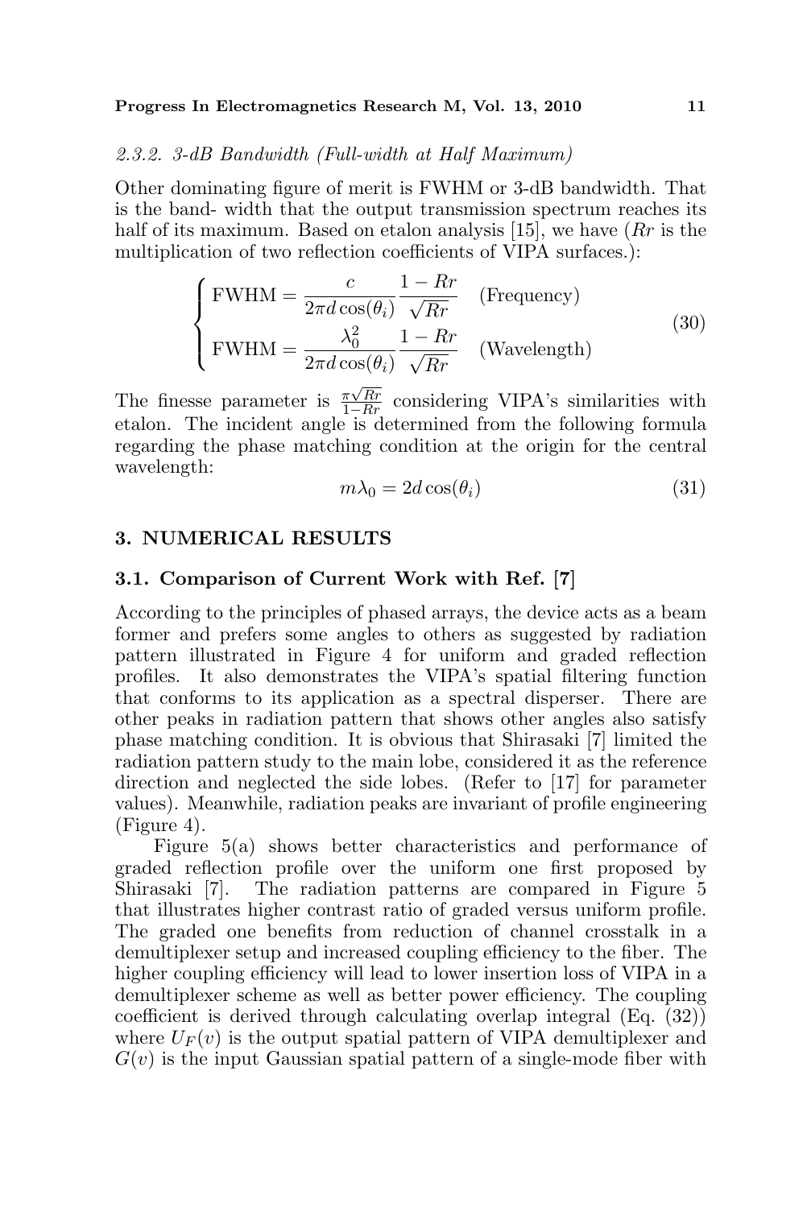#### 2.3.2. 3-dB Bandwidth (Full-width at Half Maximum)

Other dominating figure of merit is FWHM or 3-dB bandwidth. That is the band- width that the output transmission spectrum reaches its half of its maximum. Based on etalon analysis [15], we have ($Rr$ is the multiplication of two reflection coefficients of VIPA surfaces.):

$$\begin{cases} \text{FWHM} = \dfrac{c}{2\pi d \cos(\theta_i)} \dfrac{1 - Rr}{\sqrt{Rr}} & \text{(Frequency)} \\ \text{FWHM} = \dfrac{\lambda_0^2}{2\pi d \cos(\theta_i)} \dfrac{1 - Rr}{\sqrt{Rr}} & \text{(Wavelength)} \end{cases} \tag{30}$$

The finesse parameter is $\frac{\pi\sqrt{Rr}}{1-Rr}$ considering VIPA's similarities with etalon. The incident angle is determined from the following formula regarding the phase matching condition at the origin for the central wavelength:

$$m\lambda_0 = 2d\cos(\theta_i) \tag{31}$$

## 3. NUMERICAL RESULTS

### 3.1. Comparison of Current Work with Ref. [7]

According to the principles of phased arrays, the device acts as a beam former and prefers some angles to others as suggested by radiation pattern illustrated in Figure 4 for uniform and graded reflection profiles. It also demonstrates the VIPA's spatial filtering function that conforms to its application as a spectral disperser. There are other peaks in radiation pattern that shows other angles also satisfy phase matching condition. It is obvious that Shirasaki [7] limited the radiation pattern study to the main lobe, considered it as the reference direction and neglected the side lobes. (Refer to [17] for parameter values). Meanwhile, radiation peaks are invariant of profile engineering (Figure 4).

Figure 5(a) shows better characteristics and performance of graded reflection profile over the uniform one first proposed by Shirasaki [7]. The radiation patterns are compared in Figure 5 that illustrates higher contrast ratio of graded versus uniform profile. The graded one benefits from reduction of channel crosstalk in a demultiplexer setup and increased coupling efficiency to the fiber. The higher coupling efficiency will lead to lower insertion loss of VIPA in a demultiplexer scheme as well as better power efficiency. The coupling coefficient is derived through calculating overlap integral (Eq. (32)) where $U_F(v)$ is the output spatial pattern of VIPA demultiplexer and $G(v)$ is the input Gaussian spatial pattern of a single-mode fiber with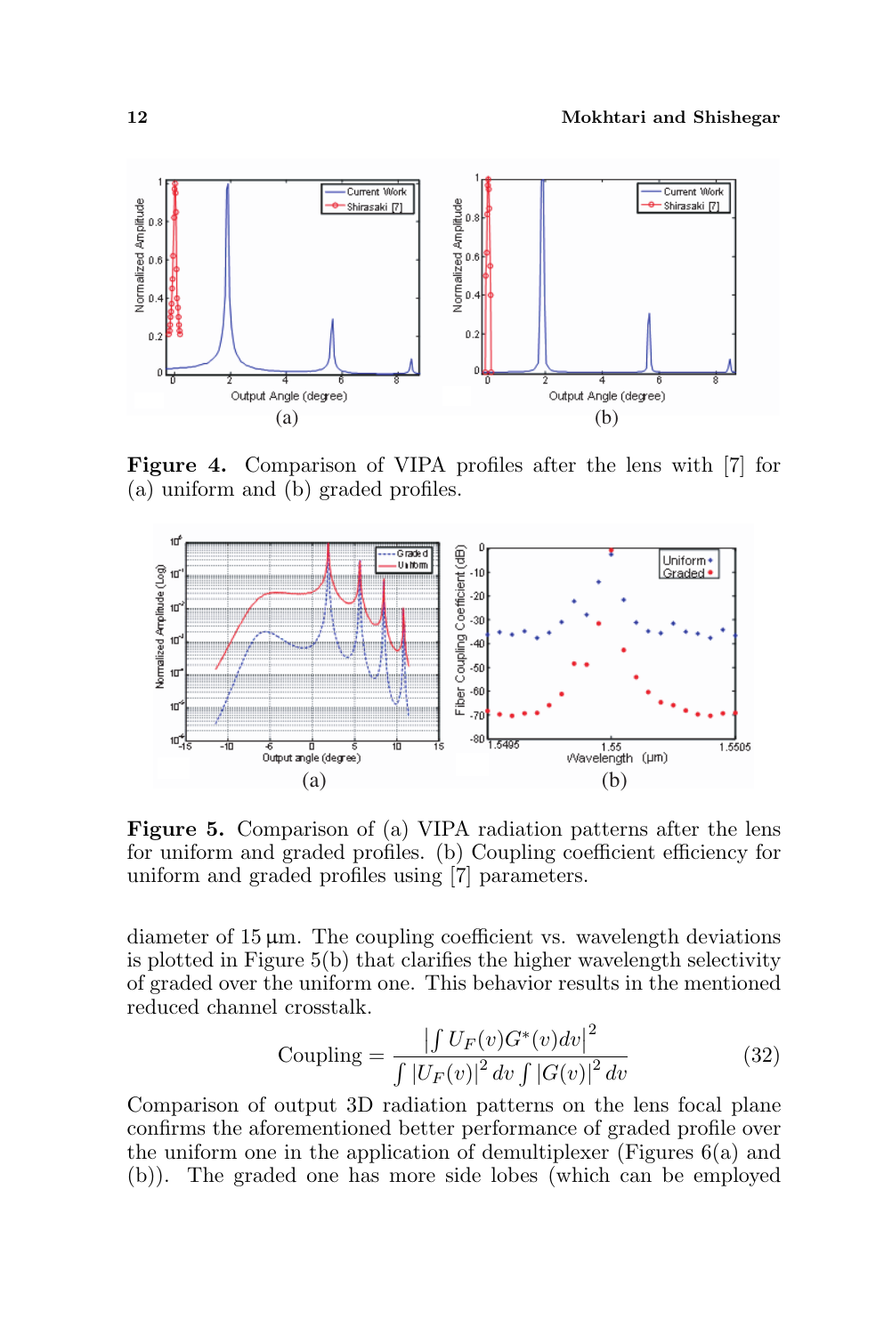(a)

(b)

**Figure 4.** Comparison of VIPA profiles after the lens with [7] for (a) uniform and (b) graded profiles.

(a)

(b)

**Figure 5.** Comparison of (a) VIPA radiation patterns after the lens for uniform and graded profiles. (b) Coupling coefficient efficiency for uniform and graded profiles using [7] parameters.

diameter of 15 µm. The coupling coefficient vs. wavelength deviations is plotted in Figure 5(b) that clarifies the higher wavelength selectivity of graded over the uniform one. This behavior results in the mentioned reduced channel crosstalk.

$$\text{Coupling} = \frac{\left|\int U_F(v)G^*(v)dv\right|^2}{\int |U_F(v)|^2\, dv \int |G(v)|^2\, dv} \tag{32}$$

Comparison of output 3D radiation patterns on the lens focal plane confirms the aforementioned better performance of graded profile over the uniform one in the application of demultiplexer (Figures 6(a) and (b)). The graded one has more side lobes (which can be employed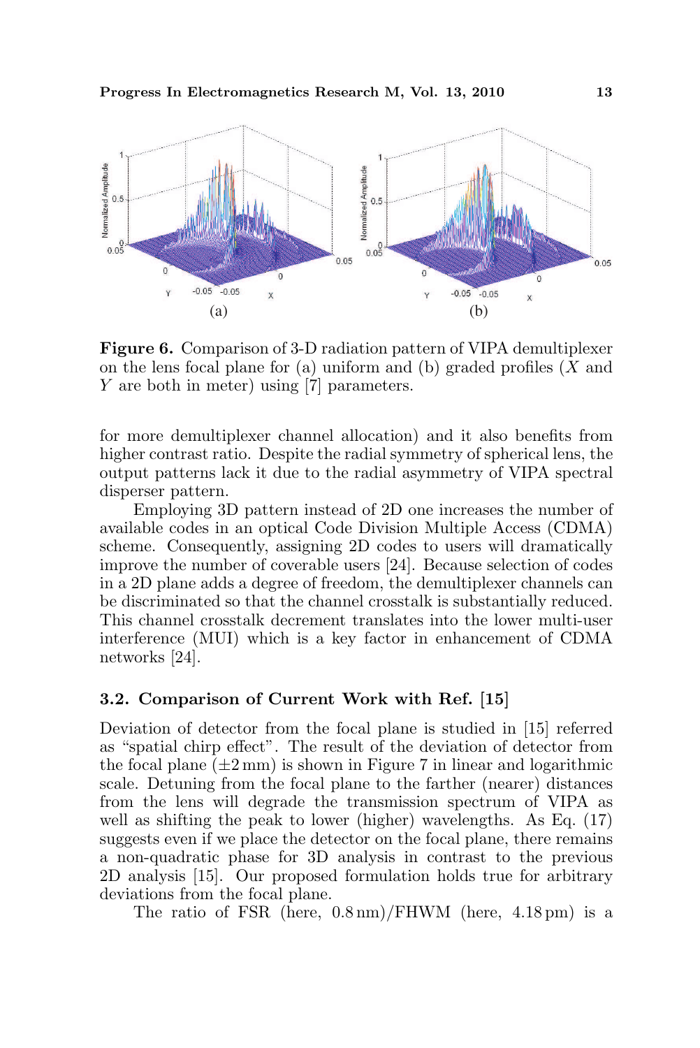Figure 6. Comparison of 3-D radiation pattern of VIPA demultiplexer on the lens focal plane for (a) uniform and (b) graded profiles ($X$ and $Y$ are both in meter) using [7] parameters.

for more demultiplexer channel allocation) and it also benefits from higher contrast ratio. Despite the radial symmetry of spherical lens, the output patterns lack it due to the radial asymmetry of VIPA spectral disperser pattern.

Employing 3D pattern instead of 2D one increases the number of available codes in an optical Code Division Multiple Access (CDMA) scheme. Consequently, assigning 2D codes to users will dramatically improve the number of coverable users [24]. Because selection of codes in a 2D plane adds a degree of freedom, the demultiplexer channels can be discriminated so that the channel crosstalk is substantially reduced. This channel crosstalk decrement translates into the lower multi-user interference (MUI) which is a key factor in enhancement of CDMA networks [24].

### 3.2. Comparison of Current Work with Ref. [15]

Deviation of detector from the focal plane is studied in [15] referred as "spatial chirp effect". The result of the deviation of detector from the focal plane ($\pm 2$ mm) is shown in Figure 7 in linear and logarithmic scale. Detuning from the focal plane to the farther (nearer) distances from the lens will degrade the transmission spectrum of VIPA as well as shifting the peak to lower (higher) wavelengths. As Eq. (17) suggests even if we place the detector on the focal plane, there remains a non-quadratic phase for 3D analysis in contrast to the previous 2D analysis [15]. Our proposed formulation holds true for arbitrary deviations from the focal plane.

The ratio of FSR (here, 0.8 nm)/FHWM (here, 4.18 pm) is a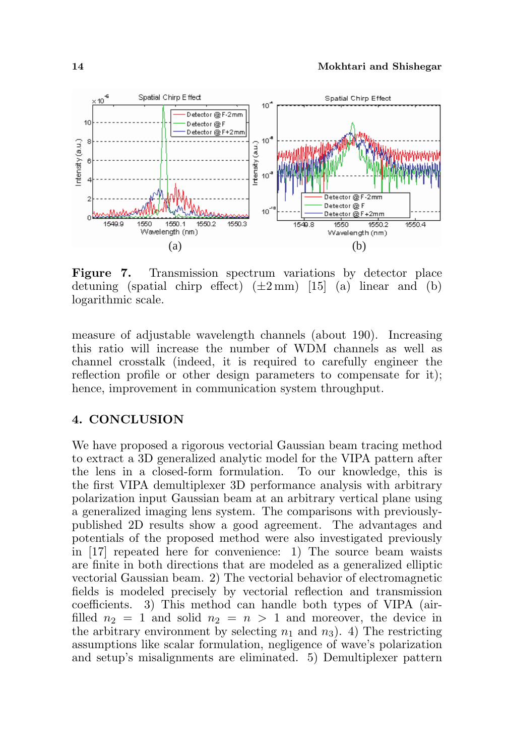**Figure 7.** Transmission spectrum variations by detector place detuning (spatial chirp effect) (±2 mm) [15] (a) linear and (b) logarithmic scale.

measure of adjustable wavelength channels (about 190). Increasing this ratio will increase the number of WDM channels as well as channel crosstalk (indeed, it is required to carefully engineer the reflection profile or other design parameters to compensate for it); hence, improvement in communication system throughput.

## 4. CONCLUSION

We have proposed a rigorous vectorial Gaussian beam tracing method to extract a 3D generalized analytic model for the VIPA pattern after the lens in a closed-form formulation. To our knowledge, this is the first VIPA demultiplexer 3D performance analysis with arbitrary polarization input Gaussian beam at an arbitrary vertical plane using a generalized imaging lens system. The comparisons with previously-published 2D results show a good agreement. The advantages and potentials of the proposed method were also investigated previously in [17] repeated here for convenience: 1) The source beam waists are finite in both directions that are modeled as a generalized elliptic vectorial Gaussian beam. 2) The vectorial behavior of electromagnetic fields is modeled precisely by vectorial reflection and transmission coefficients. 3) This method can handle both types of VIPA (air-filled $n_2 = 1$ and solid $n_2 = n > 1$ and moreover, the device in the arbitrary environment by selecting $n_1$ and $n_3$). 4) The restricting assumptions like scalar formulation, negligence of wave's polarization and setup's misalignments are eliminated. 5) Demultiplexer pattern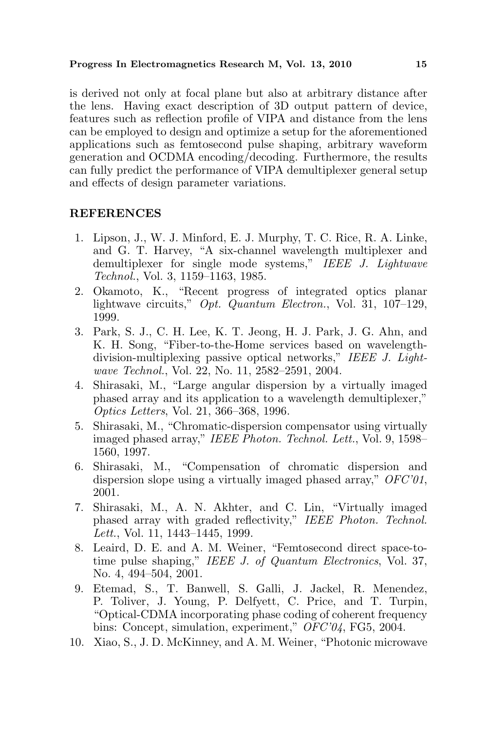is derived not only at focal plane but also at arbitrary distance after the lens. Having exact description of 3D output pattern of device, features such as reflection profile of VIPA and distance from the lens can be employed to design and optimize a setup for the aforementioned applications such as femtosecond pulse shaping, arbitrary waveform generation and OCDMA encoding/decoding. Furthermore, the results can fully predict the performance of VIPA demultiplexer general setup and effects of design parameter variations.

## REFERENCES

1. Lipson, J., W. J. Minford, E. J. Murphy, T. C. Rice, R. A. Linke, and G. T. Harvey, "A six-channel wavelength multiplexer and demultiplexer for single mode systems," *IEEE J. Lightwave Technol.*, Vol. 3, 1159–1163, 1985.
2. Okamoto, K., "Recent progress of integrated optics planar lightwave circuits," *Opt. Quantum Electron.*, Vol. 31, 107–129, 1999.
3. Park, S. J., C. H. Lee, K. T. Jeong, H. J. Park, J. G. Ahn, and K. H. Song, "Fiber-to-the-Home services based on wavelength-division-multiplexing passive optical networks," *IEEE J. Lightwave Technol.*, Vol. 22, No. 11, 2582–2591, 2004.
4. Shirasaki, M., "Large angular dispersion by a virtually imaged phased array and its application to a wavelength demultiplexer," *Optics Letters*, Vol. 21, 366–368, 1996.
5. Shirasaki, M., "Chromatic-dispersion compensator using virtually imaged phased array," *IEEE Photon. Technol. Lett.*, Vol. 9, 1598–1560, 1997.
6. Shirasaki, M., "Compensation of chromatic dispersion and dispersion slope using a virtually imaged phased array," *OFC'01*, 2001.
7. Shirasaki, M., A. N. Akhter, and C. Lin, "Virtually imaged phased array with graded reflectivity," *IEEE Photon. Technol. Lett.*, Vol. 11, 1443–1445, 1999.
8. Leaird, D. E. and A. M. Weiner, "Femtosecond direct space-to-time pulse shaping," *IEEE J. of Quantum Electronics*, Vol. 37, No. 4, 494–504, 2001.
9. Etemad, S., T. Banwell, S. Galli, J. Jackel, R. Menendez, P. Toliver, J. Young, P. Delfyett, C. Price, and T. Turpin, "Optical-CDMA incorporating phase coding of coherent frequency bins: Concept, simulation, experiment," *OFC'04*, FG5, 2004.
10. Xiao, S., J. D. McKinney, and A. M. Weiner, "Photonic microwave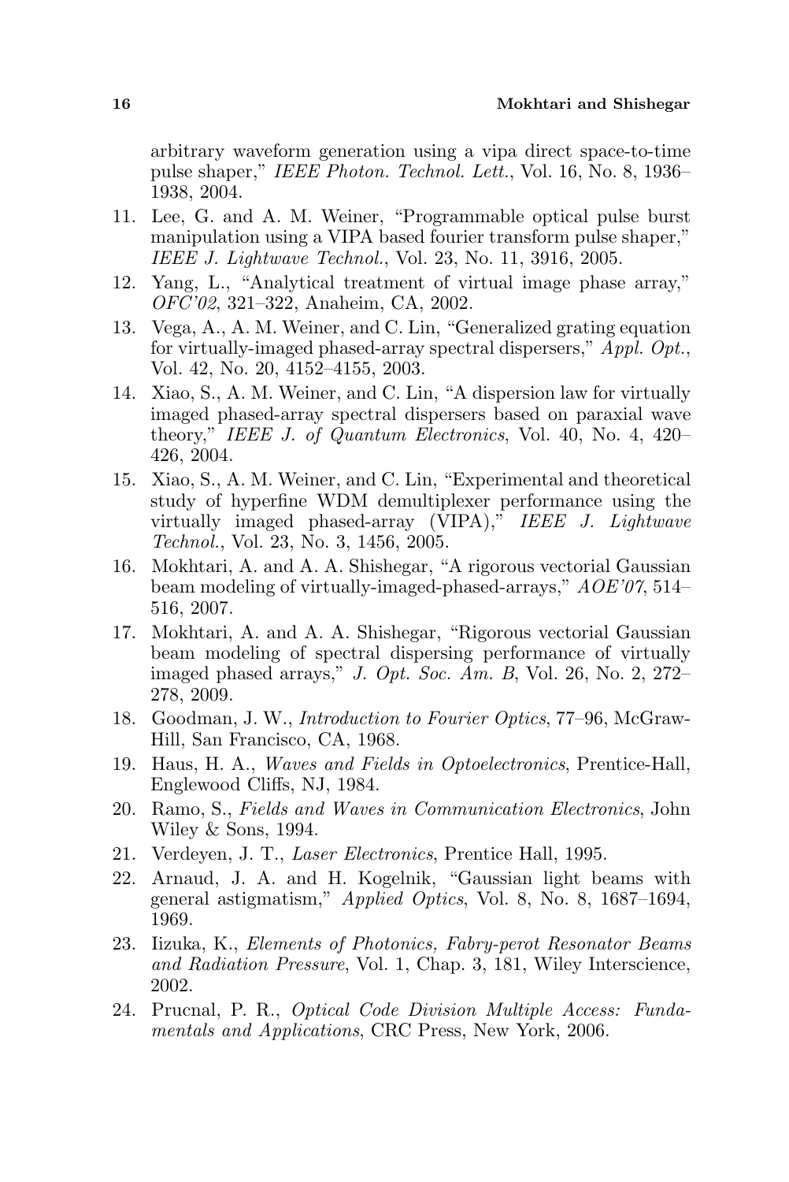arbitrary waveform generation using a vipa direct space-to-time pulse shaper," *IEEE Photon. Technol. Lett.*, Vol. 16, No. 8, 1936–1938, 2004.

11. Lee, G. and A. M. Weiner, "Programmable optical pulse burst manipulation using a VIPA based fourier transform pulse shaper," *IEEE J. Lightwave Technol.*, Vol. 23, No. 11, 3916, 2005.
12. Yang, L., "Analytical treatment of virtual image phase array," *OFC'02*, 321–322, Anaheim, CA, 2002.
13. Vega, A., A. M. Weiner, and C. Lin, "Generalized grating equation for virtually-imaged phased-array spectral dispersers," *Appl. Opt.*, Vol. 42, No. 20, 4152–4155, 2003.
14. Xiao, S., A. M. Weiner, and C. Lin, "A dispersion law for virtually imaged phased-array spectral dispersers based on paraxial wave theory," *IEEE J. of Quantum Electronics*, Vol. 40, No. 4, 420–426, 2004.
15. Xiao, S., A. M. Weiner, and C. Lin, "Experimental and theoretical study of hyperfine WDM demultiplexer performance using the virtually imaged phased-array (VIPA)," *IEEE J. Lightwave Technol.*, Vol. 23, No. 3, 1456, 2005.
16. Mokhtari, A. and A. A. Shishegar, "A rigorous vectorial Gaussian beam modeling of virtually-imaged-phased-arrays," *AOE'07*, 514–516, 2007.
17. Mokhtari, A. and A. A. Shishegar, "Rigorous vectorial Gaussian beam modeling of spectral dispersing performance of virtually imaged phased arrays," *J. Opt. Soc. Am. B*, Vol. 26, No. 2, 272–278, 2009.
18. Goodman, J. W., *Introduction to Fourier Optics*, 77–96, McGraw-Hill, San Francisco, CA, 1968.
19. Haus, H. A., *Waves and Fields in Optoelectronics*, Prentice-Hall, Englewood Cliffs, NJ, 1984.
20. Ramo, S., *Fields and Waves in Communication Electronics*, John Wiley & Sons, 1994.
21. Verdeyen, J. T., *Laser Electronics*, Prentice Hall, 1995.
22. Arnaud, J. A. and H. Kogelnik, "Gaussian light beams with general astigmatism," *Applied Optics*, Vol. 8, No. 8, 1687–1694, 1969.
23. Iizuka, K., *Elements of Photonics, Fabry-perot Resonator Beams and Radiation Pressure*, Vol. 1, Chap. 3, 181, Wiley Interscience, 2002.
24. Prucnal, P. R., *Optical Code Division Multiple Access: Fundamentals and Applications*, CRC Press, New York, 2006.